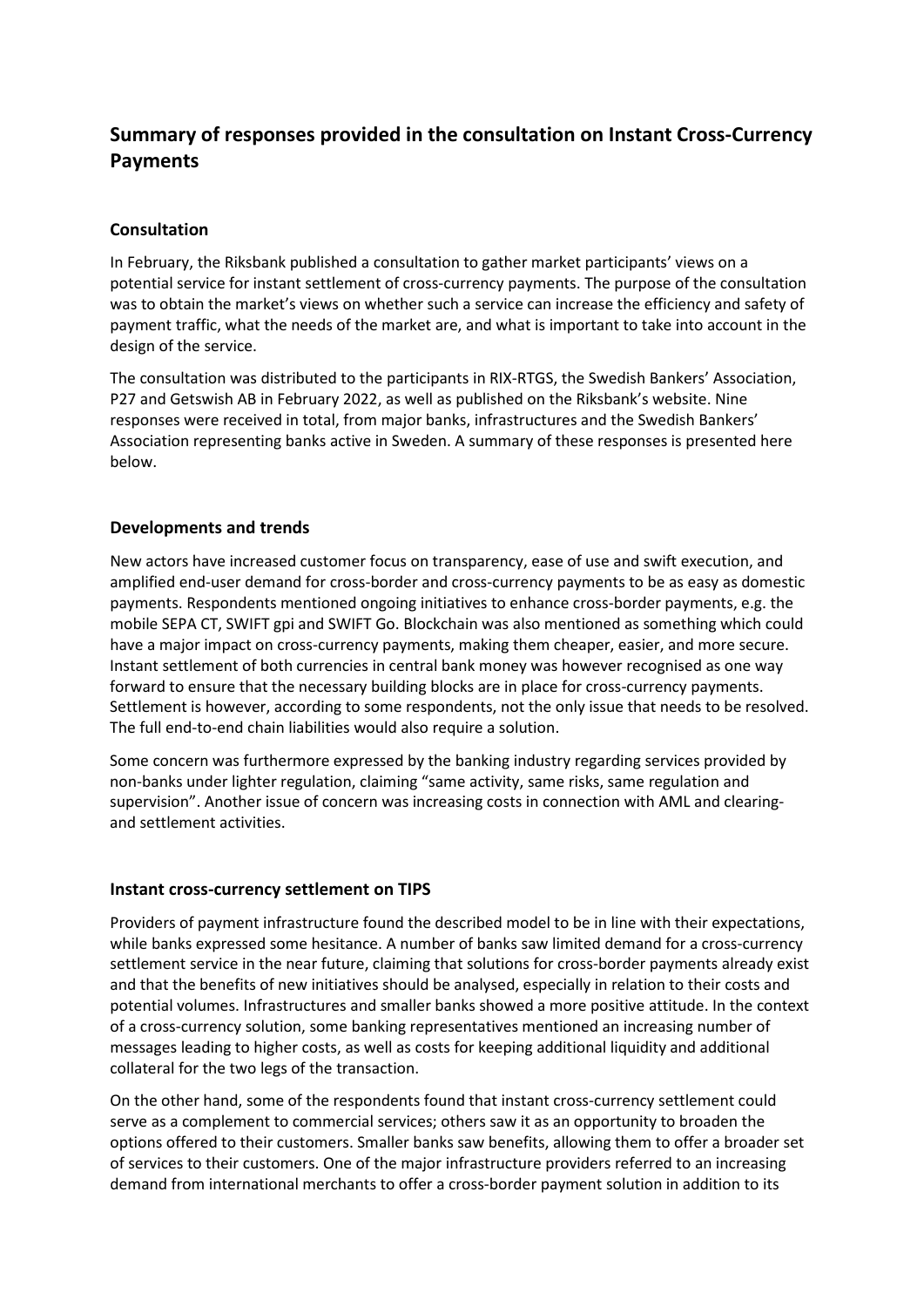# Summary of responses provided in the consultation on Instant Cross-Currency Payments

## Consultation

In February, the Riksbank published a consultation to gather market participants' views on a potential service for instant settlement of cross-currency payments. The purpose of the consultation was to obtain the market's views on whether such a service can increase the efficiency and safety of payment traffic, what the needs of the market are, and what is important to take into account in the design of the service.

The consultation was distributed to the participants in RIX-RTGS, the Swedish Bankers' Association, P27 and Getswish AB in February 2022, as well as published on the Riksbank's website. Nine responses were received in total, from major banks, infrastructures and the Swedish Bankers' Association representing banks active in Sweden. A summary of these responses is presented here below.

## Developments and trends

New actors have increased customer focus on transparency, ease of use and swift execution, and amplified end-user demand for cross-border and cross-currency payments to be as easy as domestic payments. Respondents mentioned ongoing initiatives to enhance cross-border payments, e.g. the mobile SEPA CT, SWIFT gpi and SWIFT Go. Blockchain was also mentioned as something which could have a major impact on cross-currency payments, making them cheaper, easier, and more secure. Instant settlement of both currencies in central bank money was however recognised as one way forward to ensure that the necessary building blocks are in place for cross-currency payments. Settlement is however, according to some respondents, not the only issue that needs to be resolved. The full end-to-end chain liabilities would also require a solution.

Some concern was furthermore expressed by the banking industry regarding services provided by non-banks under lighter regulation, claiming "same activity, same risks, same regulation and supervision". Another issue of concern was increasing costs in connection with AML and clearing- and settlement activities.

## Instant cross-currency settlement on TIPS

Providers of payment infrastructure found the described model to be in line with their expectations, while banks expressed some hesitance. A number of banks saw limited demand for a cross-currency settlement service in the near future, claiming that solutions for cross-border payments already exist and that the benefits of new initiatives should be analysed, especially in relation to their costs and potential volumes. Infrastructures and smaller banks showed a more positive attitude. In the context of a cross-currency solution, some banking representatives mentioned an increasing number of messages leading to higher costs, as well as costs for keeping additional liquidity and additional collateral for the two legs of the transaction.

On the other hand, some of the respondents found that instant cross-currency settlement could serve as a complement to commercial services; others saw it as an opportunity to broaden the options offered to their customers. Smaller banks saw benefits, allowing them to offer a broader set of services to their customers. One of the major infrastructure providers referred to an increasing demand from international merchants to offer a cross-border payment solution in addition to its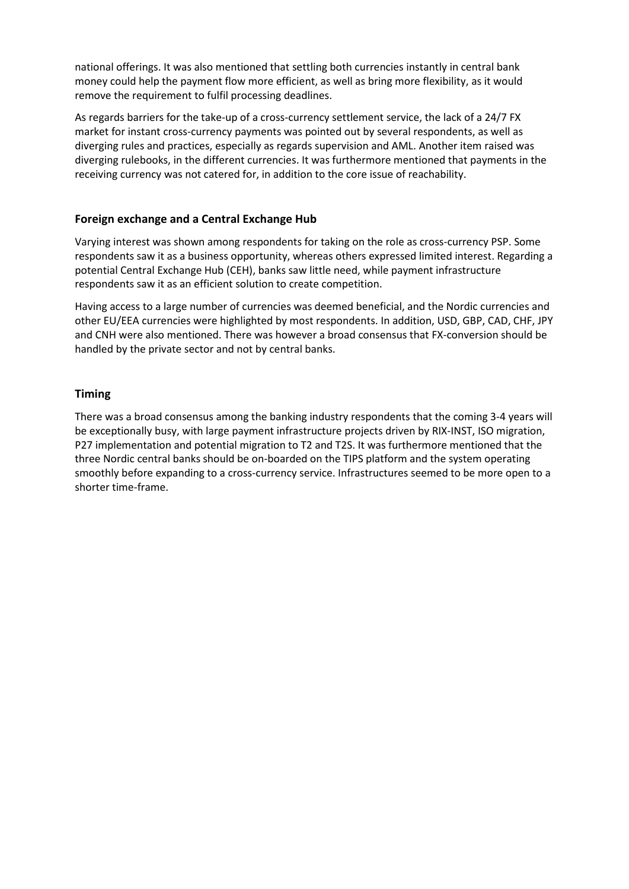national offerings. It was also mentioned that settling both currencies instantly in central bank money could help the payment flow more efficient, as well as bring more flexibility, as it would remove the requirement to fulfil processing deadlines.

As regards barriers for the take-up of a cross-currency settlement service, the lack of a 24/7 FX market for instant cross-currency payments was pointed out by several respondents, as well as diverging rules and practices, especially as regards supervision and AML. Another item raised was diverging rulebooks, in the different currencies. It was furthermore mentioned that payments in the receiving currency was not catered for, in addition to the core issue of reachability.

## Foreign exchange and a Central Exchange Hub

Varying interest was shown among respondents for taking on the role as cross-currency PSP. Some respondents saw it as a business opportunity, whereas others expressed limited interest. Regarding a potential Central Exchange Hub (CEH), banks saw little need, while payment infrastructure respondents saw it as an efficient solution to create competition.

Having access to a large number of currencies was deemed beneficial, and the Nordic currencies and other EU/EEA currencies were highlighted by most respondents. In addition, USD, GBP, CAD, CHF, JPY and CNH were also mentioned. There was however a broad consensus that FX-conversion should be handled by the private sector and not by central banks.

## Timing

There was a broad consensus among the banking industry respondents that the coming 3-4 years will be exceptionally busy, with large payment infrastructure projects driven by RIX-INST, ISO migration, P27 implementation and potential migration to T2 and T2S. It was furthermore mentioned that the three Nordic central banks should be on-boarded on the TIPS platform and the system operating smoothly before expanding to a cross-currency service. Infrastructures seemed to be more open to a shorter time-frame.